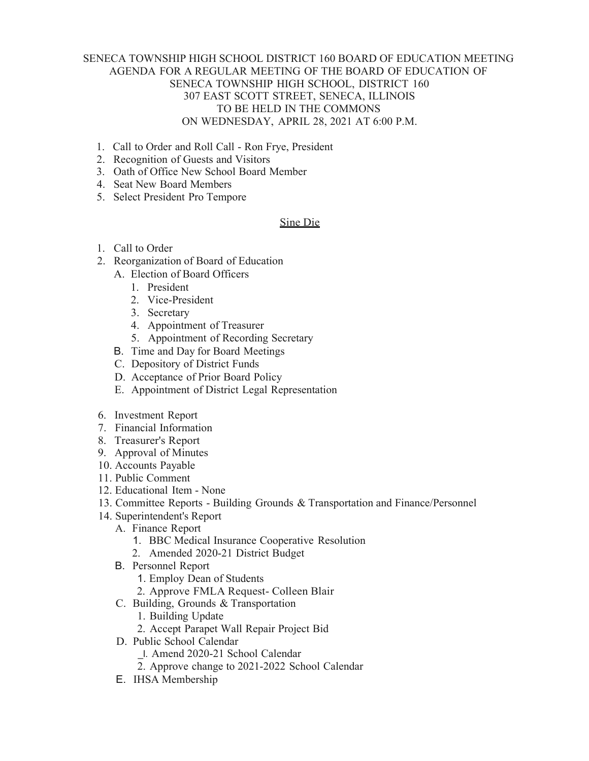SENECA TOWNSHIP HIGH SCHOOL DISTRICT 160 BOARD OF EDUCATION MEETING
AGENDA FOR A REGULAR MEETING OF THE BOARD OF EDUCATION OF
SENECA TOWNSHIP HIGH SCHOOL, DISTRICT 160
307 EAST SCOTT STREET, SENECA, ILLINOIS
TO BE HELD IN THE COMMONS
ON WEDNESDAY, APRIL 28, 2021 AT 6:00 P.M.

1. Call to Order and Roll Call - Ron Frye, President
2. Recognition of Guests and Visitors
3. Oath of Office New School Board Member
4. Seat New Board Members
5. Select President Pro Tempore

<u>Sine Die</u>

1. Call to Order
2. Reorganization of Board of Education
   - A. Election of Board Officers
     1. President
     2. Vice-President
     3. Secretary
     4. Appointment of Treasurer
     5. Appointment of Recording Secretary
   - B. Time and Day for Board Meetings
   - C. Depository of District Funds
   - D. Acceptance of Prior Board Policy
   - E. Appointment of District Legal Representation

6. Investment Report
7. Financial Information
8. Treasurer's Report
9. Approval of Minutes
10. Accounts Payable
11. Public Comment
12. Educational Item - None
13. Committee Reports - Building Grounds & Transportation and Finance/Personnel
14. Superintendent's Report
    - A. Finance Report
      1. BBC Medical Insurance Cooperative Resolution
      2. Amended 2020-21 District Budget
    - B. Personnel Report
      1. Employ Dean of Students
      2. Approve FMLA Request- Colleen Blair
    - C. Building, Grounds & Transportation
      1. Building Update
      2. Accept Parapet Wall Repair Project Bid
    - D. Public School Calendar
      1. Amend 2020-21 School Calendar
      2. Approve change to 2021-2022 School Calendar
    - E. IHSA Membership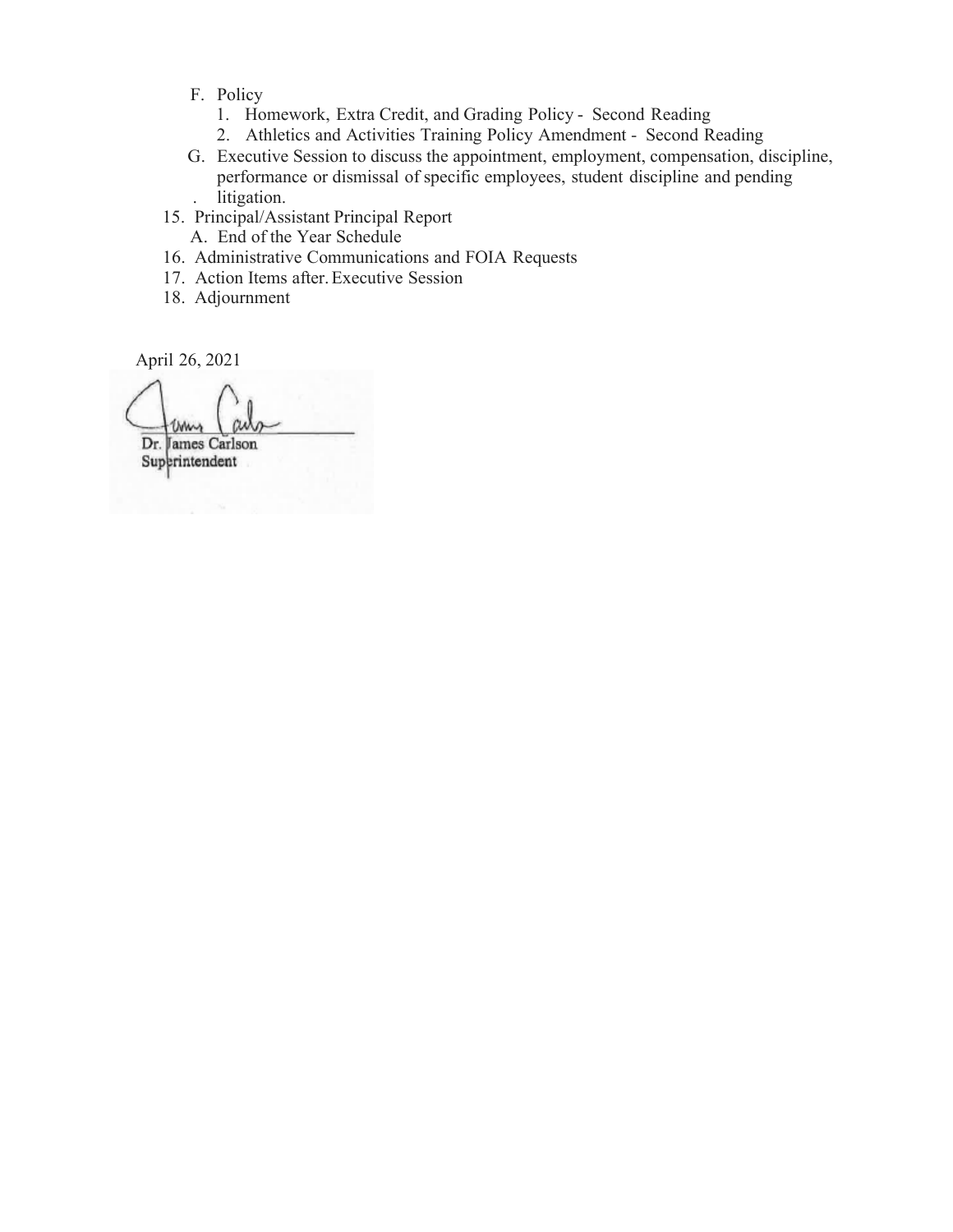F. Policy
   1. Homework, Extra Credit, and Grading Policy - Second Reading
   2. Athletics and Activities Training Policy Amendment - Second Reading

G. Executive Session to discuss the appointment, employment, compensation, discipline, performance or dismissal of specific employees, student discipline and pending litigation.

15. Principal/Assistant Principal Report
    A. End of the Year Schedule
16. Administrative Communications and FOIA Requests
17. Action Items after Executive Session
18. Adjournment

April 26, 2021

Dr. James Carlson
Superintendent